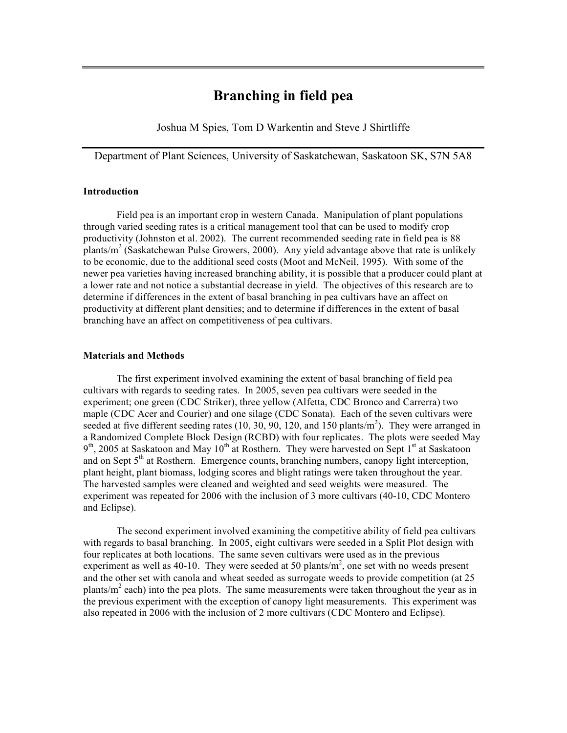# Branching in field pea

Joshua M Spies, Tom D Warkentin and Steve J Shirtliffe

Department of Plant Sciences, University of Saskatchewan, Saskatoon SK, S7N 5A8

### Introduction

Field pea is an important crop in western Canada. Manipulation of plant populations through varied seeding rates is a critical management tool that can be used to modify crop productivity (Johnston et al. 2002). The current recommended seeding rate in field pea is 88 plants/m$^2$ (Saskatchewan Pulse Growers, 2000). Any yield advantage above that rate is unlikely to be economic, due to the additional seed costs (Moot and McNeil, 1995). With some of the newer pea varieties having increased branching ability, it is possible that a producer could plant at a lower rate and not notice a substantial decrease in yield. The objectives of this research are to determine if differences in the extent of basal branching in pea cultivars have an affect on productivity at different plant densities; and to determine if differences in the extent of basal branching have an affect on competitiveness of pea cultivars.

### Materials and Methods

The first experiment involved examining the extent of basal branching of field pea cultivars with regards to seeding rates. In 2005, seven pea cultivars were seeded in the experiment; one green (CDC Striker), three yellow (Alfetta, CDC Bronco and Carrerra) two maple (CDC Acer and Courier) and one silage (CDC Sonata). Each of the seven cultivars were seeded at five different seeding rates (10, 30, 90, 120, and 150 plants/m$^2$). They were arranged in a Randomized Complete Block Design (RCBD) with four replicates. The plots were seeded May 9$^{th}$, 2005 at Saskatoon and May 10$^{th}$ at Rosthern. They were harvested on Sept 1$^{st}$ at Saskatoon and on Sept 5$^{th}$ at Rosthern. Emergence counts, branching numbers, canopy light interception, plant height, plant biomass, lodging scores and blight ratings were taken throughout the year. The harvested samples were cleaned and weighted and seed weights were measured. The experiment was repeated for 2006 with the inclusion of 3 more cultivars (40-10, CDC Montero and Eclipse).

The second experiment involved examining the competitive ability of field pea cultivars with regards to basal branching. In 2005, eight cultivars were seeded in a Split Plot design with four replicates at both locations. The same seven cultivars were used as in the previous experiment as well as 40-10. They were seeded at 50 plants/m$^2$, one set with no weeds present and the other set with canola and wheat seeded as surrogate weeds to provide competition (at 25 plants/m$^2$ each) into the pea plots. The same measurements were taken throughout the year as in the previous experiment with the exception of canopy light measurements. This experiment was also repeated in 2006 with the inclusion of 2 more cultivars (CDC Montero and Eclipse).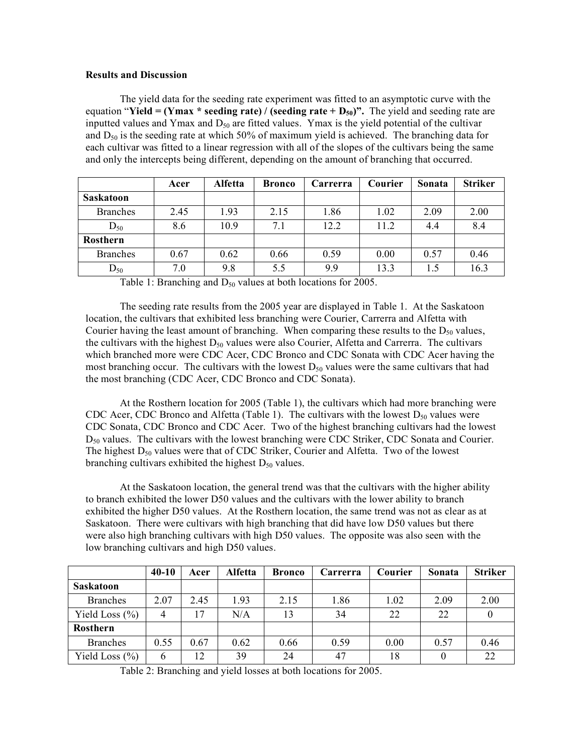**Results and Discussion**

The yield data for the seeding rate experiment was fitted to an asymptotic curve with the equation "**Yield = (Ymax \* seeding rate) / (seeding rate + $D_{50}$)".** The yield and seeding rate are inputted values and Ymax and $D_{50}$ are fitted values. Ymax is the yield potential of the cultivar and $D_{50}$ is the seeding rate at which 50% of maximum yield is achieved. The branching data for each cultivar was fitted to a linear regression with all of the slopes of the cultivars being the same and only the intercepts being different, depending on the amount of branching that occurred.

| | Acer | Alfetta | Bronco | Carrerra | Courier | Sonata | Striker |
|---|---|---|---|---|---|---|---|
| **Saskatoon** | | | | | | | |
| Branches | 2.45 | 1.93 | 2.15 | 1.86 | 1.02 | 2.09 | 2.00 |
| $D_{50}$ | 8.6 | 10.9 | 7.1 | 12.2 | 11.2 | 4.4 | 8.4 |
| **Rosthern** | | | | | | | |
| Branches | 0.67 | 0.62 | 0.66 | 0.59 | 0.00 | 0.57 | 0.46 |
| $D_{50}$ | 7.0 | 9.8 | 5.5 | 9.9 | 13.3 | 1.5 | 16.3 |

Table 1: Branching and $D_{50}$ values at both locations for 2005.

The seeding rate results from the 2005 year are displayed in Table 1. At the Saskatoon location, the cultivars that exhibited less branching were Courier, Carrerra and Alfetta with Courier having the least amount of branching. When comparing these results to the $D_{50}$ values, the cultivars with the highest $D_{50}$ values were also Courier, Alfetta and Carrerra. The cultivars which branched more were CDC Acer, CDC Bronco and CDC Sonata with CDC Acer having the most branching occur. The cultivars with the lowest $D_{50}$ values were the same cultivars that had the most branching (CDC Acer, CDC Bronco and CDC Sonata).

At the Rosthern location for 2005 (Table 1), the cultivars which had more branching were CDC Acer, CDC Bronco and Alfetta (Table 1). The cultivars with the lowest $D_{50}$ values were CDC Sonata, CDC Bronco and CDC Acer. Two of the highest branching cultivars had the lowest $D_{50}$ values. The cultivars with the lowest branching were CDC Striker, CDC Sonata and Courier. The highest $D_{50}$ values were that of CDC Striker, Courier and Alfetta. Two of the lowest branching cultivars exhibited the highest $D_{50}$ values.

At the Saskatoon location, the general trend was that the cultivars with the higher ability to branch exhibited the lower D50 values and the cultivars with the lower ability to branch exhibited the higher D50 values. At the Rosthern location, the same trend was not as clear as at Saskatoon. There were cultivars with high branching that did have low D50 values but there were also high branching cultivars with high D50 values. The opposite was also seen with the low branching cultivars and high D50 values.

| | 40-10 | Acer | Alfetta | Bronco | Carrerra | Courier | Sonata | Striker |
|---|---|---|---|---|---|---|---|---|
| **Saskatoon** | | | | | | | | |
| Branches | 2.07 | 2.45 | 1.93 | 2.15 | 1.86 | 1.02 | 2.09 | 2.00 |
| Yield Loss (%) | 4 | 17 | N/A | 13 | 34 | 22 | 22 | 0 |
| **Rosthern** | | | | | | | | |
| Branches | 0.55 | 0.67 | 0.62 | 0.66 | 0.59 | 0.00 | 0.57 | 0.46 |
| Yield Loss (%) | 6 | 12 | 39 | 24 | 47 | 18 | 0 | 22 |

Table 2: Branching and yield losses at both locations for 2005.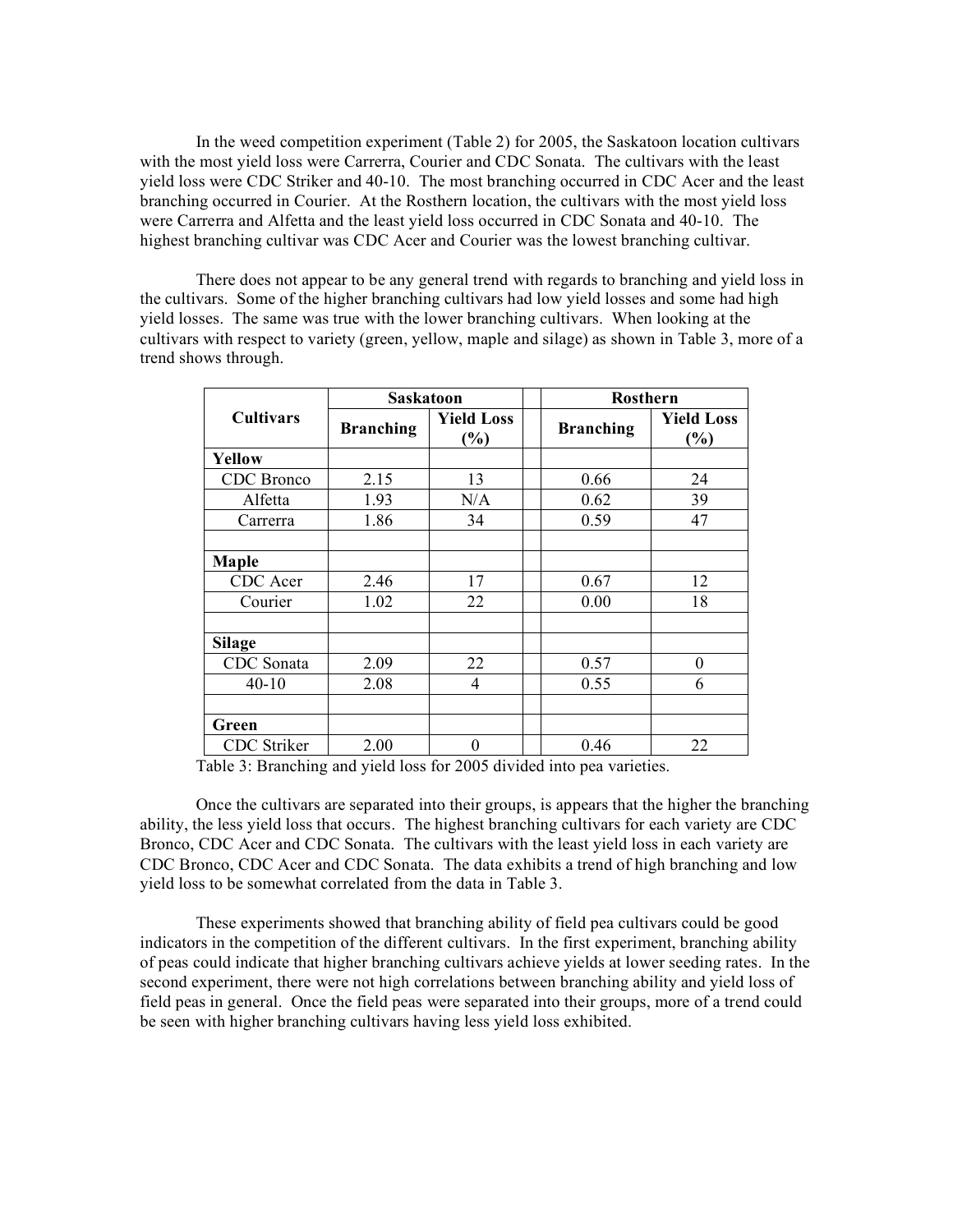In the weed competition experiment (Table 2) for 2005, the Saskatoon location cultivars with the most yield loss were Carrerra, Courier and CDC Sonata. The cultivars with the least yield loss were CDC Striker and 40-10. The most branching occurred in CDC Acer and the least branching occurred in Courier. At the Rosthern location, the cultivars with the most yield loss were Carrerra and Alfetta and the least yield loss occurred in CDC Sonata and 40-10. The highest branching cultivar was CDC Acer and Courier was the lowest branching cultivar.

There does not appear to be any general trend with regards to branching and yield loss in the cultivars. Some of the higher branching cultivars had low yield losses and some had high yield losses. The same was true with the lower branching cultivars. When looking at the cultivars with respect to variety (green, yellow, maple and silage) as shown in Table 3, more of a trend shows through.

| Cultivars | Saskatoon | | | Rosthern | |
|---|---|---|---|---|---|
| | Branching | Yield Loss (%) | | Branching | Yield Loss (%) |
| **Yellow** | | | | | |
| CDC Bronco | 2.15 | 13 | | 0.66 | 24 |
| Alfetta | 1.93 | N/A | | 0.62 | 39 |
| Carrerra | 1.86 | 34 | | 0.59 | 47 |
| | | | | | |
| **Maple** | | | | | |
| CDC Acer | 2.46 | 17 | | 0.67 | 12 |
| Courier | 1.02 | 22 | | 0.00 | 18 |
| | | | | | |
| **Silage** | | | | | |
| CDC Sonata | 2.09 | 22 | | 0.57 | 0 |
| 40-10 | 2.08 | 4 | | 0.55 | 6 |
| | | | | | |
| **Green** | | | | | |
| CDC Striker | 2.00 | 0 | | 0.46 | 22 |

Table 3: Branching and yield loss for 2005 divided into pea varieties.

Once the cultivars are separated into their groups, is appears that the higher the branching ability, the less yield loss that occurs. The highest branching cultivars for each variety are CDC Bronco, CDC Acer and CDC Sonata. The cultivars with the least yield loss in each variety are CDC Bronco, CDC Acer and CDC Sonata. The data exhibits a trend of high branching and low yield loss to be somewhat correlated from the data in Table 3.

These experiments showed that branching ability of field pea cultivars could be good indicators in the competition of the different cultivars. In the first experiment, branching ability of peas could indicate that higher branching cultivars achieve yields at lower seeding rates. In the second experiment, there were not high correlations between branching ability and yield loss of field peas in general. Once the field peas were separated into their groups, more of a trend could be seen with higher branching cultivars having less yield loss exhibited.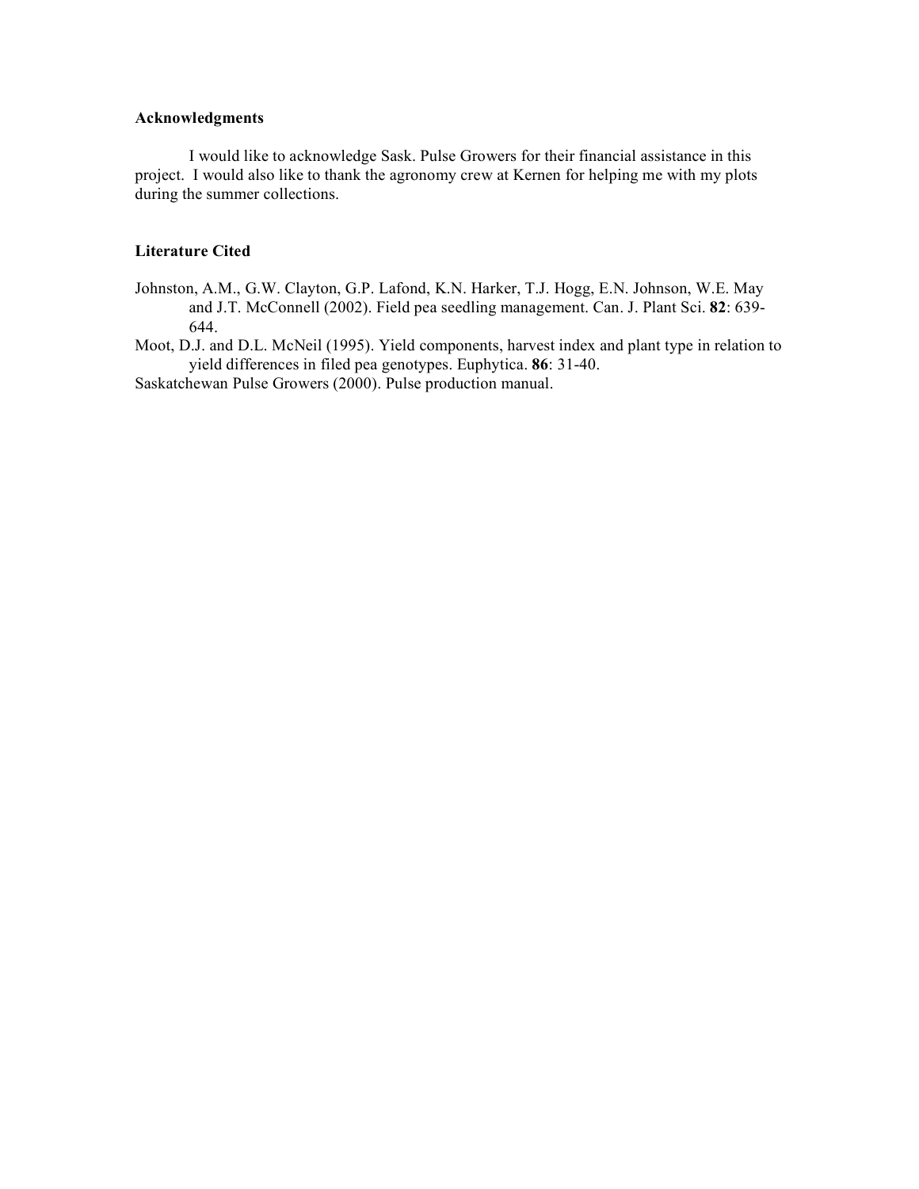## Acknowledgments

I would like to acknowledge Sask. Pulse Growers for their financial assistance in this project. I would also like to thank the agronomy crew at Kernen for helping me with my plots during the summer collections.

## Literature Cited

Johnston, A.M., G.W. Clayton, G.P. Lafond, K.N. Harker, T.J. Hogg, E.N. Johnson, W.E. May and J.T. McConnell (2002). Field pea seedling management. Can. J. Plant Sci. **82**: 639-644.

Moot, D.J. and D.L. McNeil (1995). Yield components, harvest index and plant type in relation to yield differences in filed pea genotypes. Euphytica. **86**: 31-40.

Saskatchewan Pulse Growers (2000). Pulse production manual.